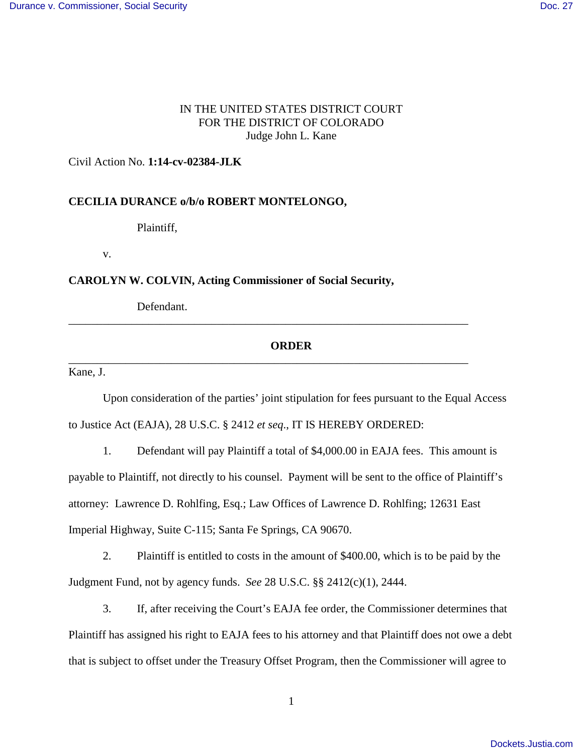IN THE UNITED STATES DISTRICT COURT
FOR THE DISTRICT OF COLORADO
Judge John L. Kane

Civil Action No. **1:14-cv-02384-JLK**

**CECILIA DURANCE o/b/o ROBERT MONTELONGO,**

Plaintiff,

v.

**CAROLYN W. COLVIN, Acting Commissioner of Social Security,**

Defendant.

---

**ORDER**

---

Kane, J.

Upon consideration of the parties' joint stipulation for fees pursuant to the Equal Access to Justice Act (EAJA), 28 U.S.C. § 2412 *et seq*., IT IS HEREBY ORDERED:

1. Defendant will pay Plaintiff a total of $4,000.00 in EAJA fees. This amount is payable to Plaintiff, not directly to his counsel. Payment will be sent to the office of Plaintiff's attorney: Lawrence D. Rohlfing, Esq.; Law Offices of Lawrence D. Rohlfing; 12631 East Imperial Highway, Suite C-115; Santa Fe Springs, CA 90670.

2. Plaintiff is entitled to costs in the amount of $400.00, which is to be paid by the Judgment Fund, not by agency funds. *See* 28 U.S.C. §§ 2412(c)(1), 2444.

3. If, after receiving the Court's EAJA fee order, the Commissioner determines that Plaintiff has assigned his right to EAJA fees to his attorney and that Plaintiff does not owe a debt that is subject to offset under the Treasury Offset Program, then the Commissioner will agree to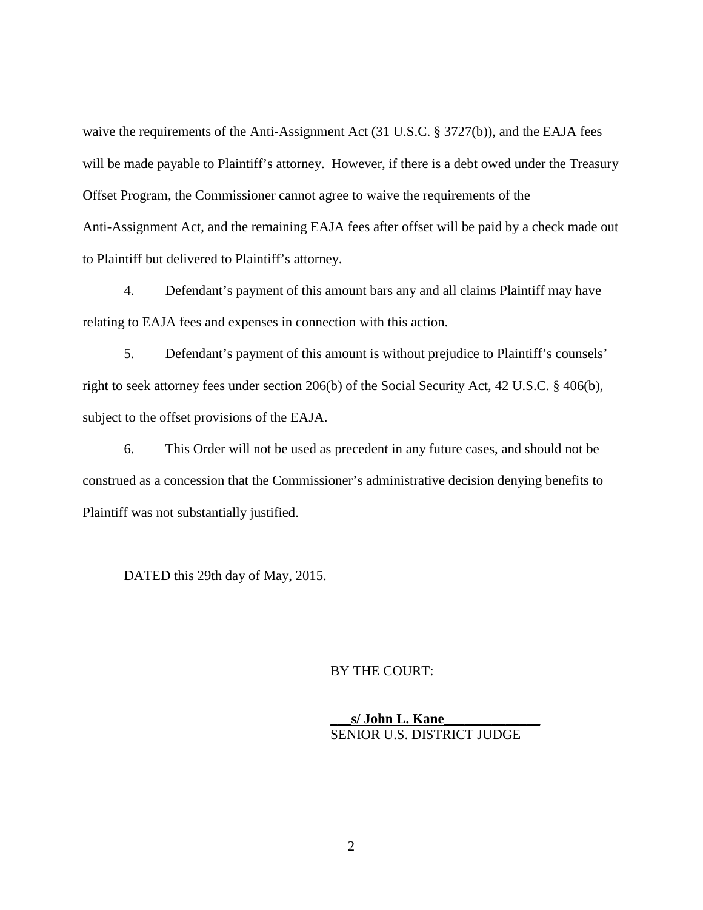waive the requirements of the Anti-Assignment Act (31 U.S.C. § 3727(b)), and the EAJA fees will be made payable to Plaintiff's attorney. However, if there is a debt owed under the Treasury Offset Program, the Commissioner cannot agree to waive the requirements of the Anti-Assignment Act, and the remaining EAJA fees after offset will be paid by a check made out to Plaintiff but delivered to Plaintiff's attorney.

4. Defendant's payment of this amount bars any and all claims Plaintiff may have relating to EAJA fees and expenses in connection with this action.

5. Defendant's payment of this amount is without prejudice to Plaintiff's counsels' right to seek attorney fees under section 206(b) of the Social Security Act, 42 U.S.C. § 406(b), subject to the offset provisions of the EAJA.

6. This Order will not be used as precedent in any future cases, and should not be construed as a concession that the Commissioner's administrative decision denying benefits to Plaintiff was not substantially justified.

DATED this 29th day of May, 2015.

BY THE COURT:

**s/ John L. Kane**
SENIOR U.S. DISTRICT JUDGE